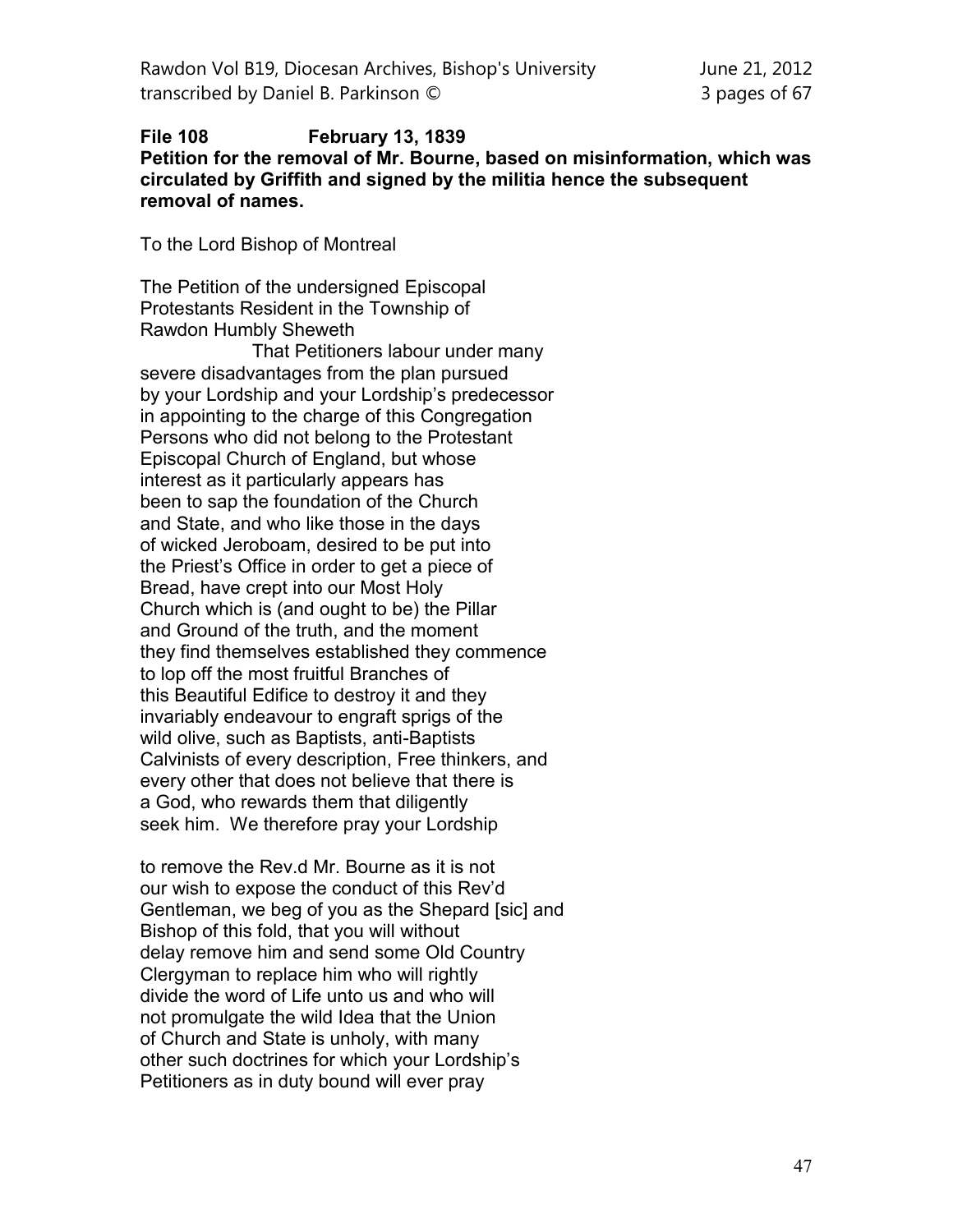**File 108 February 13, 1839**

**Petition for the removal of Mr. Bourne, based on misinformation, which was circulated by Griffith and signed by the militia hence the subsequent removal of names.**

To the Lord Bishop of Montreal

The Petition of the undersigned Episcopal
Protestants Resident in the Township of
Rawdon Humbly Sheweth

That Petitioners labour under many
severe disadvantages from the plan pursued
by your Lordship and your Lordship's predecessor
in appointing to the charge of this Congregation
Persons who did not belong to the Protestant
Episcopal Church of England, but whose
interest as it particularly appears has
been to sap the foundation of the Church
and State, and who like those in the days
of wicked Jeroboam, desired to be put into
the Priest's Office in order to get a piece of
Bread, have crept into our Most Holy
Church which is (and ought to be) the Pillar
and Ground of the truth, and the moment
they find themselves established they commence
to lop off the most fruitful Branches of
this Beautiful Edifice to destroy it and they
invariably endeavour to engraft sprigs of the
wild olive, such as Baptists, anti-Baptists
Calvinists of every description, Free thinkers, and
every other that does not believe that there is
a God, who rewards them that diligently
seek him. We therefore pray your Lordship

to remove the Rev.d Mr. Bourne as it is not
our wish to expose the conduct of this Rev'd
Gentleman, we beg of you as the Shepard [sic] and
Bishop of this fold, that you will without
delay remove him and send some Old Country
Clergyman to replace him who will rightly
divide the word of Life unto us and who will
not promulgate the wild Idea that the Union
of Church and State is unholy, with many
other such doctrines for which your Lordship's
Petitioners as in duty bound will ever pray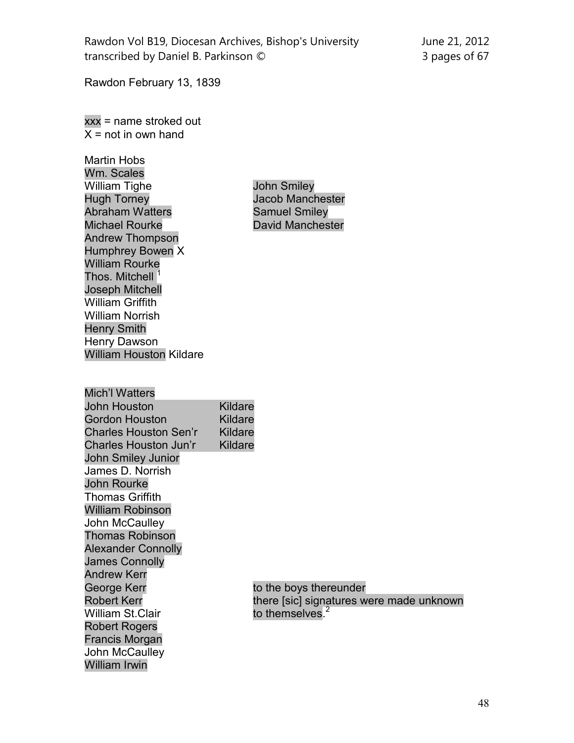Rawdon February 13, 1839

xxx = name stroked out
X = not in own hand

Martin Hobs
Wm. Scales
William Tighe
Hugh Torney
Abraham Watters
Michael Rourke
Andrew Thompson
Humphrey Bowen X
William Rourke
Thos. Mitchell [1]
Joseph Mitchell
William Griffith
William Norrish
Henry Smith
Henry Dawson
William Houston Kildare

John Smiley
Jacob Manchester
Samuel Smiley
David Manchester

Mich'l Watters
John Houston Kildare
Gordon Houston Kildare
Charles Houston Sen'r Kildare
Charles Houston Jun'r Kildare
John Smiley Junior
James D. Norrish
John Rourke
Thomas Griffith
William Robinson
John McCaulley
Thomas Robinson
Alexander Connolly
James Connolly
Andrew Kerr
George Kerr
Robert Kerr
William St.Clair
Robert Rogers
Francis Morgan
John McCaulley
William Irwin

to the boys thereunder there [sic] signatures were made unknown to themselves.[2]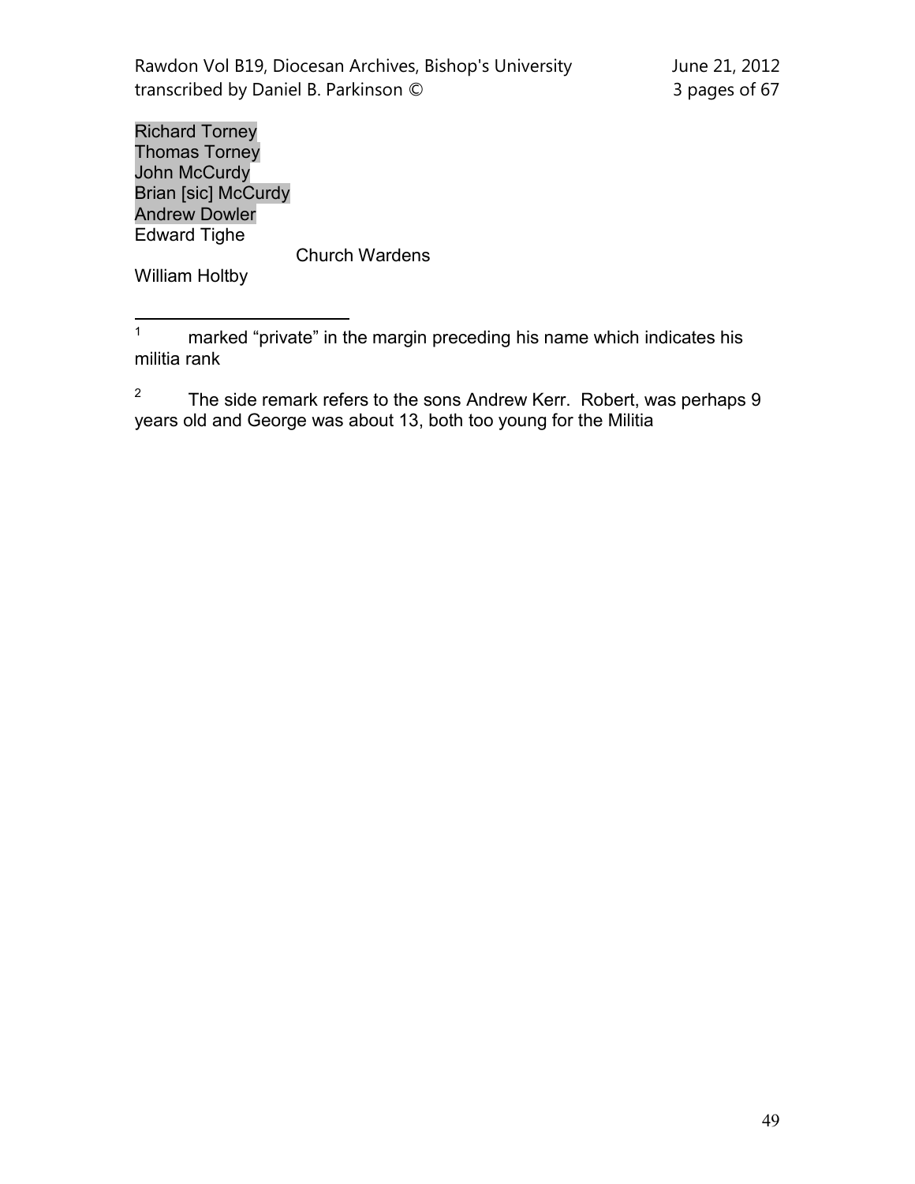Richard Torney
Thomas Torney
John McCurdy
Brian [sic] McCurdy
Andrew Dowler
Edward Tighe

Church Wardens

William Holtby

---

[1] marked “private” in the margin preceding his name which indicates his militia rank

[2] The side remark refers to the sons Andrew Kerr. Robert, was perhaps 9 years old and George was about 13, both too young for the Militia